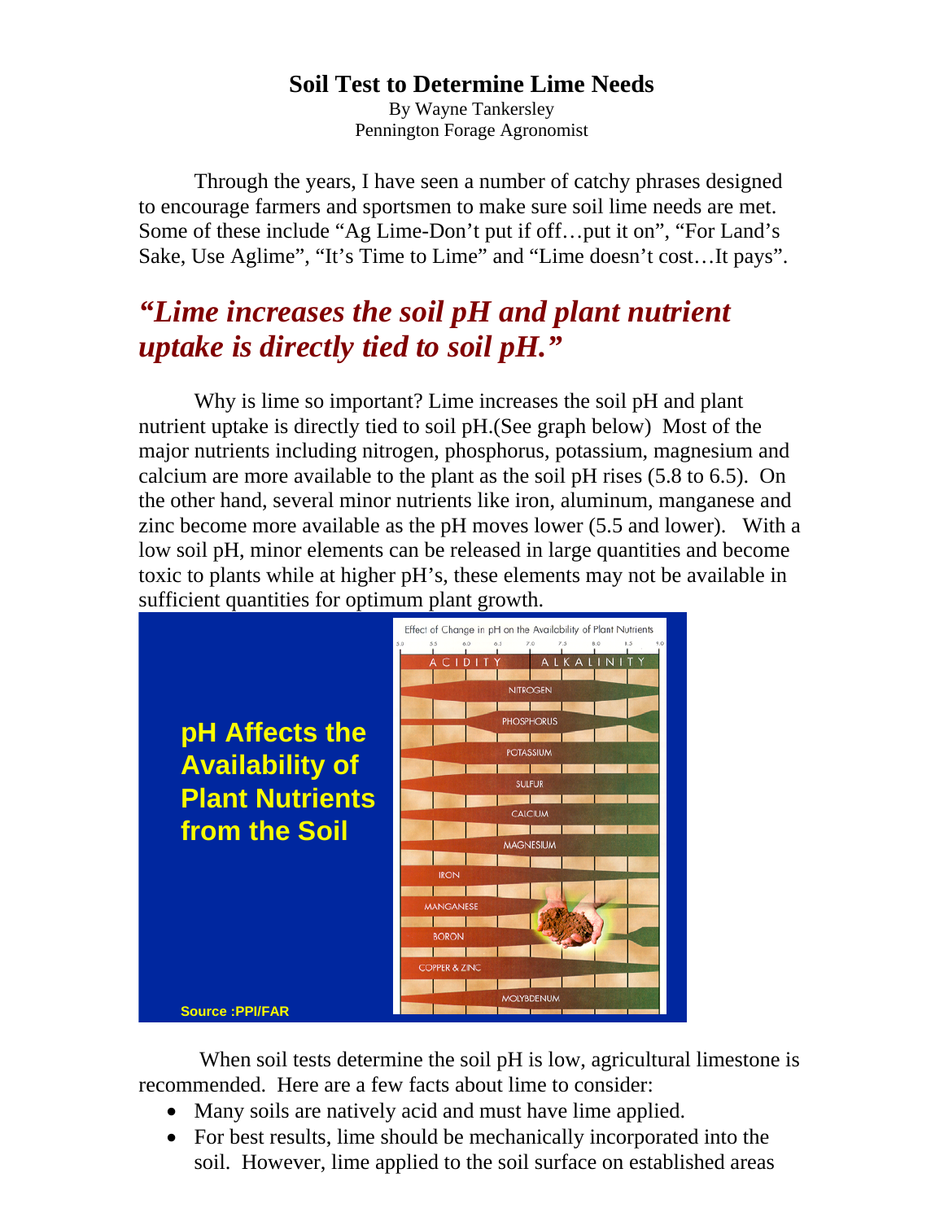# Soil Test to Determine Lime Needs

By Wayne Tankersley
Pennington Forage Agronomist

Through the years, I have seen a number of catchy phrases designed to encourage farmers and sportsmen to make sure soil lime needs are met. Some of these include "Ag Lime-Don't put if off…put it on", "For Land's Sake, Use Aglime", "It's Time to Lime" and "Lime doesn't cost…It pays".

## *"Lime increases the soil pH and plant nutrient uptake is directly tied to soil pH."*

Why is lime so important? Lime increases the soil pH and plant nutrient uptake is directly tied to soil pH.(See graph below) Most of the major nutrients including nitrogen, phosphorus, potassium, magnesium and calcium are more available to the plant as the soil pH rises (5.8 to 6.5). On the other hand, several minor nutrients like iron, aluminum, manganese and zinc become more available as the pH moves lower (5.5 and lower). With a low soil pH, minor elements can be released in large quantities and become toxic to plants while at higher pH's, these elements may not be available in sufficient quantities for optimum plant growth.

**pH Affects the Availability of Plant Nutrients from the Soil**

Effect of Change in pH on the Availability of Plant Nutrients

Source :PPI/FAR

When soil tests determine the soil pH is low, agricultural limestone is recommended. Here are a few facts about lime to consider:

- Many soils are natively acid and must have lime applied.
- For best results, lime should be mechanically incorporated into the soil. However, lime applied to the soil surface on established areas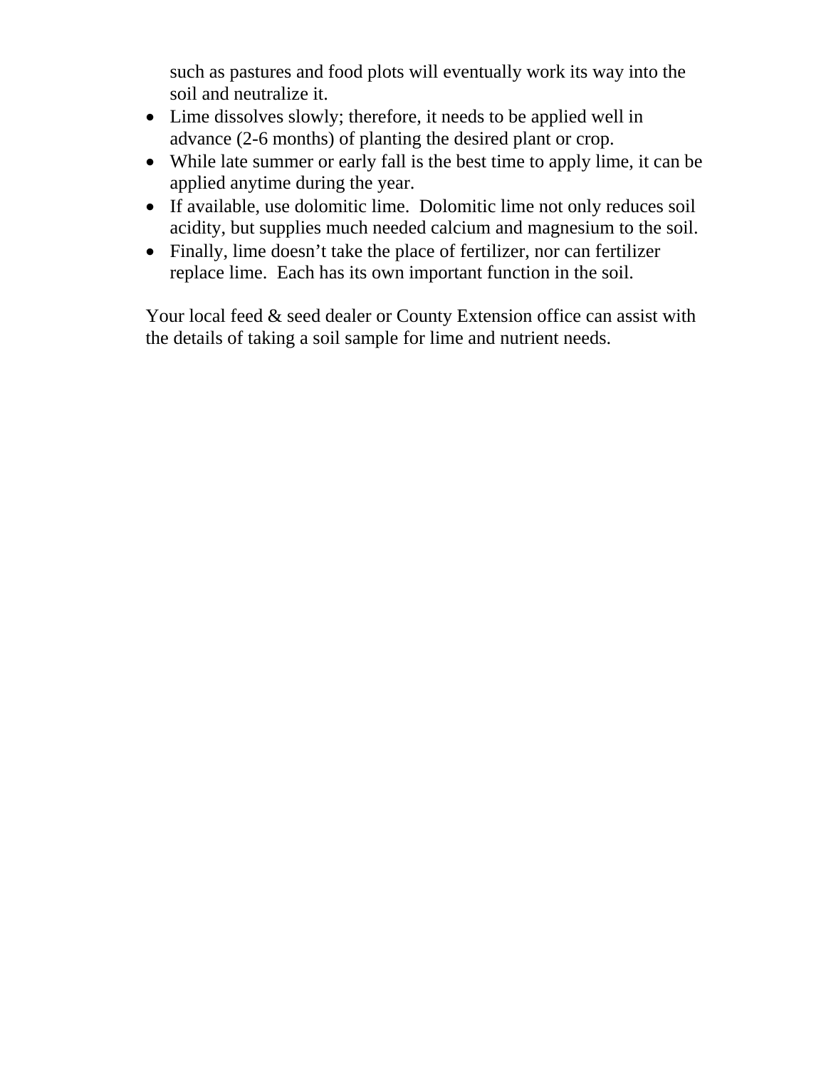such as pastures and food plots will eventually work its way into the soil and neutralize it.

- Lime dissolves slowly; therefore, it needs to be applied well in advance (2-6 months) of planting the desired plant or crop.
- While late summer or early fall is the best time to apply lime, it can be applied anytime during the year.
- If available, use dolomitic lime. Dolomitic lime not only reduces soil acidity, but supplies much needed calcium and magnesium to the soil.
- Finally, lime doesn't take the place of fertilizer, nor can fertilizer replace lime. Each has its own important function in the soil.

Your local feed & seed dealer or County Extension office can assist with the details of taking a soil sample for lime and nutrient needs.